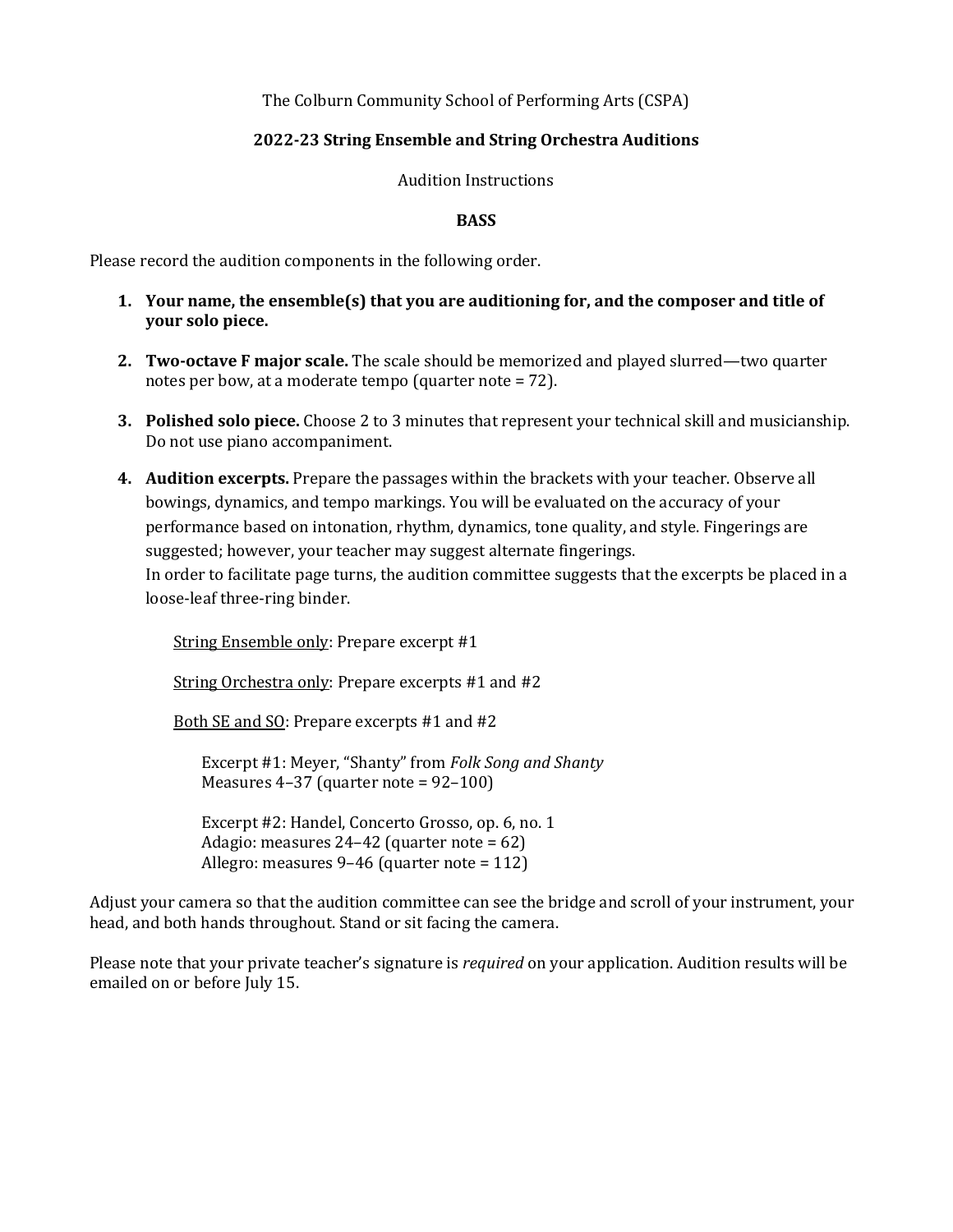The Colburn Community School of Performing Arts (CSPA)

**2022-23 String Ensemble and String Orchestra Auditions**

Audition Instructions

**BASS**

Please record the audition components in the following order.

1. **Your name, the ensemble(s) that you are auditioning for, and the composer and title of your solo piece.**

2. **Two-octave F major scale.** The scale should be memorized and played slurred—two quarter notes per bow, at a moderate tempo (quarter note = 72).

3. **Polished solo piece.** Choose 2 to 3 minutes that represent your technical skill and musicianship. Do not use piano accompaniment.

4. **Audition excerpts.** Prepare the passages within the brackets with your teacher. Observe all bowings, dynamics, and tempo markings. You will be evaluated on the accuracy of your performance based on intonation, rhythm, dynamics, tone quality, and style. Fingerings are suggested; however, your teacher may suggest alternate fingerings.
   In order to facilitate page turns, the audition committee suggests that the excerpts be placed in a loose-leaf three-ring binder.

   <u>String Ensemble only</u>: Prepare excerpt #1

   <u>String Orchestra only</u>: Prepare excerpts #1 and #2

   <u>Both SE and SO</u>: Prepare excerpts #1 and #2

   Excerpt #1: Meyer, "Shanty" from *Folk Song and Shanty*
   Measures 4–37 (quarter note = 92–100)

   Excerpt #2: Handel, Concerto Grosso, op. 6, no. 1
   Adagio: measures 24–42 (quarter note = 62)
   Allegro: measures 9–46 (quarter note = 112)

Adjust your camera so that the audition committee can see the bridge and scroll of your instrument, your head, and both hands throughout. Stand or sit facing the camera.

Please note that your private teacher's signature is *required* on your application. Audition results will be emailed on or before July 15.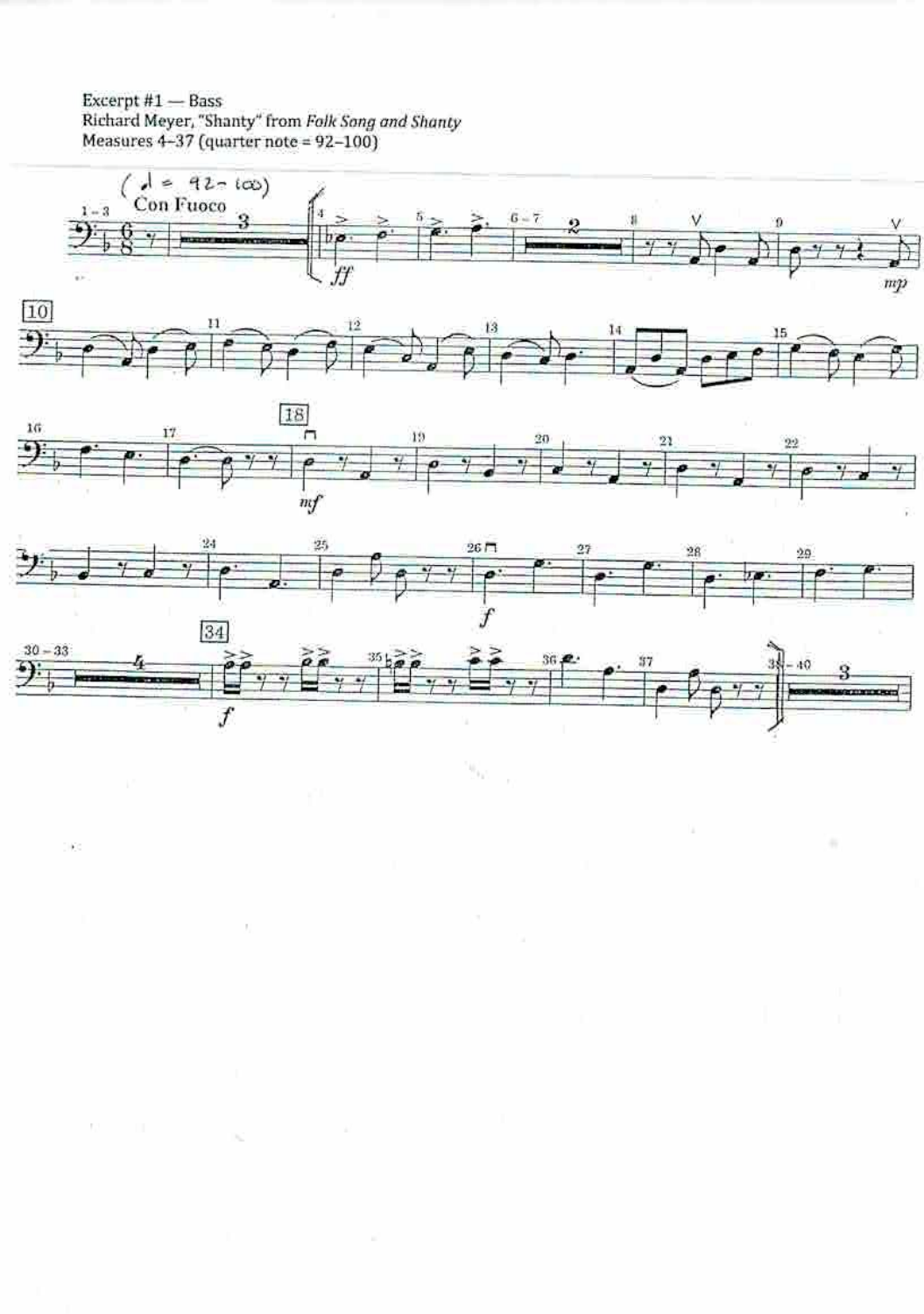Excerpt #1 — Bass
Richard Meyer, "Shanty" from *Folk Song and Shanty*
Measures 4–37 (quarter note = 92–100)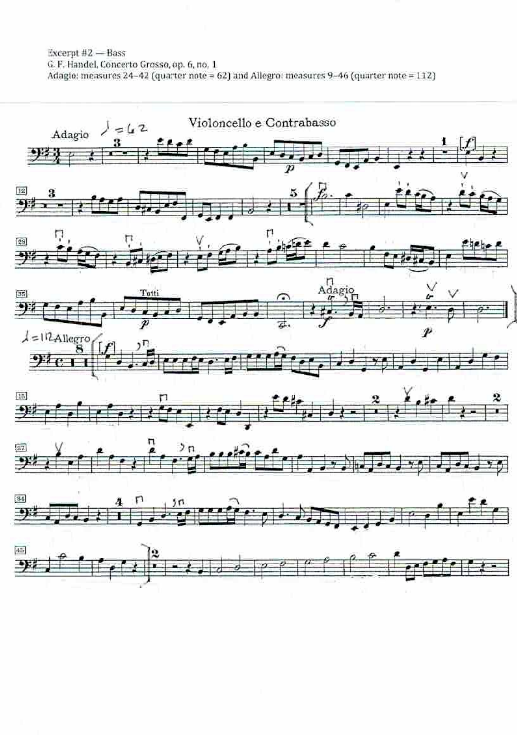Excerpt #2 — Bass
G. F. Handel, Concerto Grosso, op. 6, no. 1
Adagio: measures 24–42 (quarter note = 62) and Allegro: measures 9–46 (quarter note = 112)